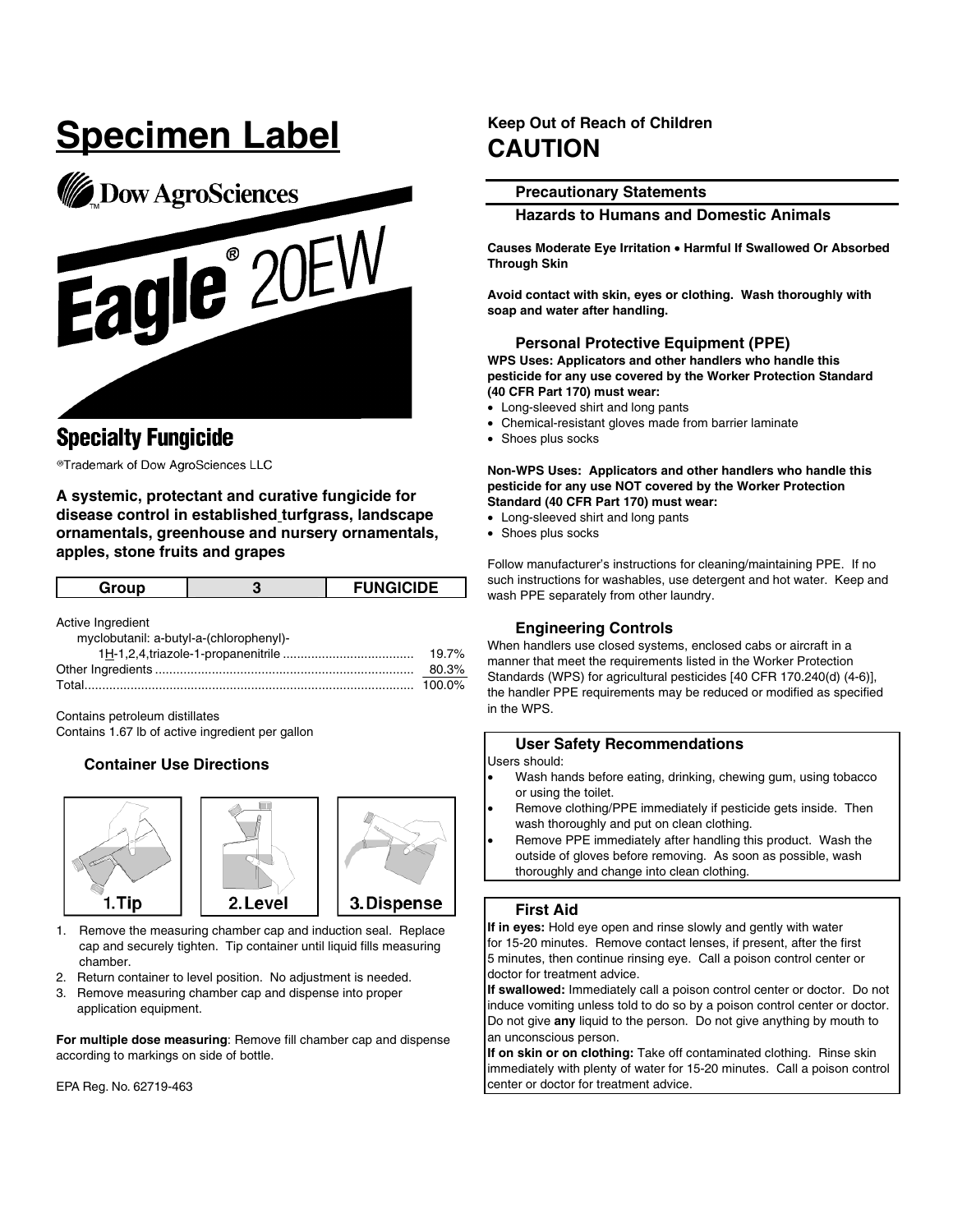# Specimen Label

Dow AroSciences

# Eagle® 20EW

## Specialty Fungicide

®Trademark of Dow AgroSciences LLC

**A systemic, protectant and curative fungicide for disease control in established turfgrass, landscape ornamentals, greenhouse and nursery ornamentals, apples, stone fruits and grapes**

| Group | 3 | FUNGICIDE |
|---|---|---|

Active Ingredient

myclobutanil: a-butyl-a-(chlorophenyl)-1H-1,2,4,triazole-1-propanenitrile .................................... 19.7%

Other Ingredients ........................................................................ 80.3%

Total............................................................................................ 100.0%

Contains petroleum distillates

Contains 1.67 lb of active ingredient per gallon

### Container Use Directions

1.Tip  2.Level  3.Dispense

1. Remove the measuring chamber cap and induction seal. Replace cap and securely tighten. Tip container until liquid fills measuring chamber.
2. Return container to level position. No adjustment is needed.
3. Remove measuring chamber cap and dispense into proper application equipment.

**For multiple dose measuring**: Remove fill chamber cap and dispense according to markings on side of bottle.

EPA Reg. No. 62719-463

**Keep Out of Reach of Children**

## CAUTION

### Precautionary Statements

### Hazards to Humans and Domestic Animals

**Causes Moderate Eye Irritation • Harmful If Swallowed Or Absorbed Through Skin**

**Avoid contact with skin, eyes or clothing. Wash thoroughly with soap and water after handling.**

### Personal Protective Equipment (PPE)

**WPS Uses: Applicators and other handlers who handle this pesticide for any use covered by the Worker Protection Standard (40 CFR Part 170) must wear:**

- Long-sleeved shirt and long pants
- Chemical-resistant gloves made from barrier laminate
- Shoes plus socks

**Non-WPS Uses: Applicators and other handlers who handle this pesticide for any use NOT covered by the Worker Protection Standard (40 CFR Part 170) must wear:**

- Long-sleeved shirt and long pants
- Shoes plus socks

Follow manufacturer's instructions for cleaning/maintaining PPE. If no such instructions for washables, use detergent and hot water. Keep and wash PPE separately from other laundry.

### Engineering Controls

When handlers use closed systems, enclosed cabs or aircraft in a manner that meet the requirements listed in the Worker Protection Standards (WPS) for agricultural pesticides [40 CFR 170.240(d) (4-6)], the handler PPE requirements may be reduced or modified as specified in the WPS.

### User Safety Recommendations

Users should:

- Wash hands before eating, drinking, chewing gum, using tobacco or using the toilet.
- Remove clothing/PPE immediately if pesticide gets inside. Then wash thoroughly and put on clean clothing.
- Remove PPE immediately after handling this product. Wash the outside of gloves before removing. As soon as possible, wash thoroughly and change into clean clothing.

### First Aid

**If in eyes:** Hold eye open and rinse slowly and gently with water for 15-20 minutes. Remove contact lenses, if present, after the first 5 minutes, then continue rinsing eye. Call a poison control center or doctor for treatment advice.

**If swallowed:** Immediately call a poison control center or doctor. Do not induce vomiting unless told to do so by a poison control center or doctor. Do not give **any** liquid to the person. Do not give anything by mouth to an unconscious person.

**If on skin or on clothing:** Take off contaminated clothing. Rinse skin immediately with plenty of water for 15-20 minutes. Call a poison control center or doctor for treatment advice.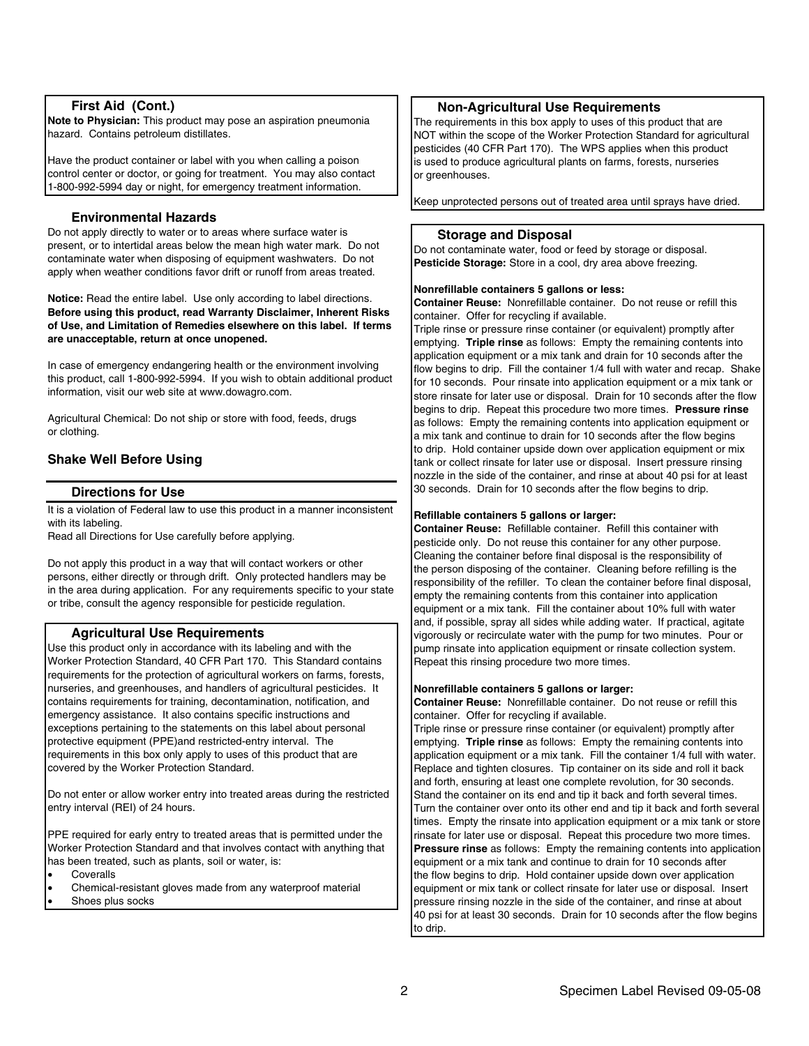### First Aid (Cont.)

**Note to Physician:** This product may pose an aspiration pneumonia hazard. Contains petroleum distillates.

Have the product container or label with you when calling a poison control center or doctor, or going for treatment. You may also contact 1-800-992-5994 day or night, for emergency treatment information.

### Environmental Hazards

Do not apply directly to water or to areas where surface water is present, or to intertidal areas below the mean high water mark. Do not contaminate water when disposing of equipment washwaters. Do not apply when weather conditions favor drift or runoff from areas treated.

**Notice:** Read the entire label. Use only according to label directions. **Before using this product, read Warranty Disclaimer, Inherent Risks of Use, and Limitation of Remedies elsewhere on this label. If terms are unacceptable, return at once unopened.**

In case of emergency endangering health or the environment involving this product, call 1-800-992-5994. If you wish to obtain additional product information, visit our web site at www.dowagro.com.

Agricultural Chemical: Do not ship or store with food, feeds, drugs or clothing.

### Shake Well Before Using

### Directions for Use

It is a violation of Federal law to use this product in a manner inconsistent with its labeling.
Read all Directions for Use carefully before applying.

Do not apply this product in a way that will contact workers or other persons, either directly or through drift. Only protected handlers may be in the area during application. For any requirements specific to your state or tribe, consult the agency responsible for pesticide regulation.

### Agricultural Use Requirements

Use this product only in accordance with its labeling and with the Worker Protection Standard, 40 CFR Part 170. This Standard contains requirements for the protection of agricultural workers on farms, forests, nurseries, and greenhouses, and handlers of agricultural pesticides. It contains requirements for training, decontamination, notification, and emergency assistance. It also contains specific instructions and exceptions pertaining to the statements on this label about personal protective equipment (PPE)and restricted-entry interval. The requirements in this box only apply to uses of this product that are covered by the Worker Protection Standard.

Do not enter or allow worker entry into treated areas during the restricted entry interval (REI) of 24 hours.

PPE required for early entry to treated areas that is permitted under the Worker Protection Standard and that involves contact with anything that has been treated, such as plants, soil or water, is:

- Coveralls
- Chemical-resistant gloves made from any waterproof material
- Shoes plus socks

### Non-Agricultural Use Requirements

The requirements in this box apply to uses of this product that are NOT within the scope of the Worker Protection Standard for agricultural pesticides (40 CFR Part 170). The WPS applies when this product is used to produce agricultural plants on farms, forests, nurseries or greenhouses.

Keep unprotected persons out of treated area until sprays have dried.

### Storage and Disposal

Do not contaminate water, food or feed by storage or disposal.
**Pesticide Storage:** Store in a cool, dry area above freezing.

**Nonrefillable containers 5 gallons or less:**
**Container Reuse:** Nonrefillable container. Do not reuse or refill this container. Offer for recycling if available.
Triple rinse or pressure rinse container (or equivalent) promptly after emptying. **Triple rinse** as follows: Empty the remaining contents into application equipment or a mix tank and drain for 10 seconds after the flow begins to drip. Fill the container 1/4 full with water and recap. Shake for 10 seconds. Pour rinsate into application equipment or a mix tank or store rinsate for later use or disposal. Drain for 10 seconds after the flow begins to drip. Repeat this procedure two more times. **Pressure rinse** as follows: Empty the remaining contents into application equipment or a mix tank and continue to drain for 10 seconds after the flow begins to drip. Hold container upside down over application equipment or mix tank or collect rinsate for later use or disposal. Insert pressure rinsing nozzle in the side of the container, and rinse at about 40 psi for at least 30 seconds. Drain for 10 seconds after the flow begins to drip.

**Refillable containers 5 gallons or larger:**
**Container Reuse:** Refillable container. Refill this container with pesticide only. Do not reuse this container for any other purpose. Cleaning the container before final disposal is the responsibility of the person disposing of the container. Cleaning before refilling is the responsibility of the refiller. To clean the container before final disposal, empty the remaining contents from this container into application equipment or a mix tank. Fill the container about 10% full with water and, if possible, spray all sides while adding water. If practical, agitate vigorously or recirculate water with the pump for two minutes. Pour or pump rinsate into application equipment or rinsate collection system. Repeat this rinsing procedure two more times.

**Nonrefillable containers 5 gallons or larger:**
**Container Reuse:** Nonrefillable container. Do not reuse or refill this container. Offer for recycling if available.
Triple rinse or pressure rinse container (or equivalent) promptly after emptying. **Triple rinse** as follows: Empty the remaining contents into application equipment or a mix tank. Fill the container 1/4 full with water. Replace and tighten closures. Tip container on its side and roll it back and forth, ensuring at least one complete revolution, for 30 seconds. Stand the container on its end and tip it back and forth several times. Turn the container over onto its other end and tip it back and forth several times. Empty the rinsate into application equipment or a mix tank or store rinsate for later use or disposal. Repeat this procedure two more times. **Pressure rinse** as follows: Empty the remaining contents into application equipment or a mix tank and continue to drain for 10 seconds after the flow begins to drip. Hold container upside down over application equipment or mix tank or collect rinsate for later use or disposal. Insert pressure rinsing nozzle in the side of the container, and rinse at about 40 psi for at least 30 seconds. Drain for 10 seconds after the flow begins to drip.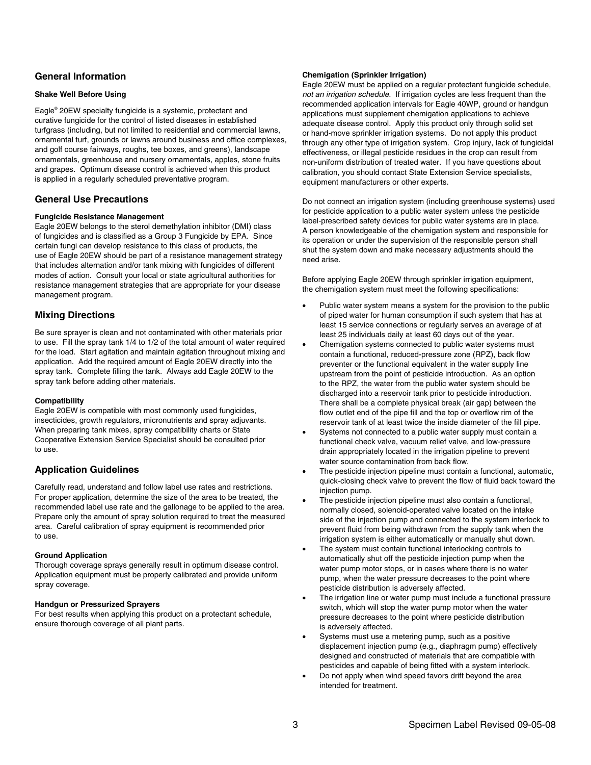## General Information

#### Shake Well Before Using

Eagle® 20EW specialty fungicide is a systemic, protectant and curative fungicide for the control of listed diseases in established turfgrass (including, but not limited to residential and commercial lawns, ornamental turf, grounds or lawns around business and office complexes, and golf course fairways, roughs, tee boxes, and greens), landscape ornamentals, greenhouse and nursery ornamentals, apples, stone fruits and grapes. Optimum disease control is achieved when this product is applied in a regularly scheduled preventative program.

## General Use Precautions

#### Fungicide Resistance Management

Eagle 20EW belongs to the sterol demethylation inhibitor (DMI) class of fungicides and is classified as a Group 3 Fungicide by EPA. Since certain fungi can develop resistance to this class of products, the use of Eagle 20EW should be part of a resistance management strategy that includes alternation and/or tank mixing with fungicides of different modes of action. Consult your local or state agricultural authorities for resistance management strategies that are appropriate for your disease management program.

## Mixing Directions

Be sure sprayer is clean and not contaminated with other materials prior to use. Fill the spray tank 1/4 to 1/2 of the total amount of water required for the load. Start agitation and maintain agitation throughout mixing and application. Add the required amount of Eagle 20EW directly into the spray tank. Complete filling the tank. Always add Eagle 20EW to the spray tank before adding other materials.

#### Compatibility

Eagle 20EW is compatible with most commonly used fungicides, insecticides, growth regulators, micronutrients and spray adjuvants. When preparing tank mixes, spray compatibility charts or State Cooperative Extension Service Specialist should be consulted prior to use.

## Application Guidelines

Carefully read, understand and follow label use rates and restrictions. For proper application, determine the size of the area to be treated, the recommended label use rate and the gallonage to be applied to the area. Prepare only the amount of spray solution required to treat the measured area. Careful calibration of spray equipment is recommended prior to use.

#### Ground Application

Thorough coverage sprays generally result in optimum disease control. Application equipment must be properly calibrated and provide uniform spray coverage.

#### Handgun or Pressurized Sprayers

For best results when applying this product on a protectant schedule, ensure thorough coverage of all plant parts.

#### Chemigation (Sprinkler Irrigation)

Eagle 20EW must be applied on a regular protectant fungicide schedule, *not an irrigation schedule*. If irrigation cycles are less frequent than the recommended application intervals for Eagle 40WP, ground or handgun applications must supplement chemigation applications to achieve adequate disease control. Apply this product only through solid set or hand-move sprinkler irrigation systems. Do not apply this product through any other type of irrigation system. Crop injury, lack of fungicidal effectiveness, or illegal pesticide residues in the crop can result from non-uniform distribution of treated water. If you have questions about calibration, you should contact State Extension Service specialists, equipment manufacturers or other experts.

Do not connect an irrigation system (including greenhouse systems) used for pesticide application to a public water system unless the pesticide label-prescribed safety devices for public water systems are in place. A person knowledgeable of the chemigation system and responsible for its operation or under the supervision of the responsible person shall shut the system down and make necessary adjustments should the need arise.

Before applying Eagle 20EW through sprinkler irrigation equipment, the chemigation system must meet the following specifications:

- Public water system means a system for the provision to the public of piped water for human consumption if such system that has at least 15 service connections or regularly serves an average of at least 25 individuals daily at least 60 days out of the year.
- Chemigation systems connected to public water systems must contain a functional, reduced-pressure zone (RPZ), back flow preventer or the functional equivalent in the water supply line upstream from the point of pesticide introduction. As an option to the RPZ, the water from the public water system should be discharged into a reservoir tank prior to pesticide introduction. There shall be a complete physical break (air gap) between the flow outlet end of the pipe fill and the top or overflow rim of the reservoir tank of at least twice the inside diameter of the fill pipe.
- Systems not connected to a public water supply must contain a functional check valve, vacuum relief valve, and low-pressure drain appropriately located in the irrigation pipeline to prevent water source contamination from back flow.
- The pesticide injection pipeline must contain a functional, automatic, quick-closing check valve to prevent the flow of fluid back toward the injection pump.
- The pesticide injection pipeline must also contain a functional, normally closed, solenoid-operated valve located on the intake side of the injection pump and connected to the system interlock to prevent fluid from being withdrawn from the supply tank when the irrigation system is either automatically or manually shut down.
- The system must contain functional interlocking controls to automatically shut off the pesticide injection pump when the water pump motor stops, or in cases where there is no water pump, when the water pressure decreases to the point where pesticide distribution is adversely affected.
- The irrigation line or water pump must include a functional pressure switch, which will stop the water pump motor when the water pressure decreases to the point where pesticide distribution is adversely affected.
- Systems must use a metering pump, such as a positive displacement injection pump (e.g., diaphragm pump) effectively designed and constructed of materials that are compatible with pesticides and capable of being fitted with a system interlock.
- Do not apply when wind speed favors drift beyond the area intended for treatment.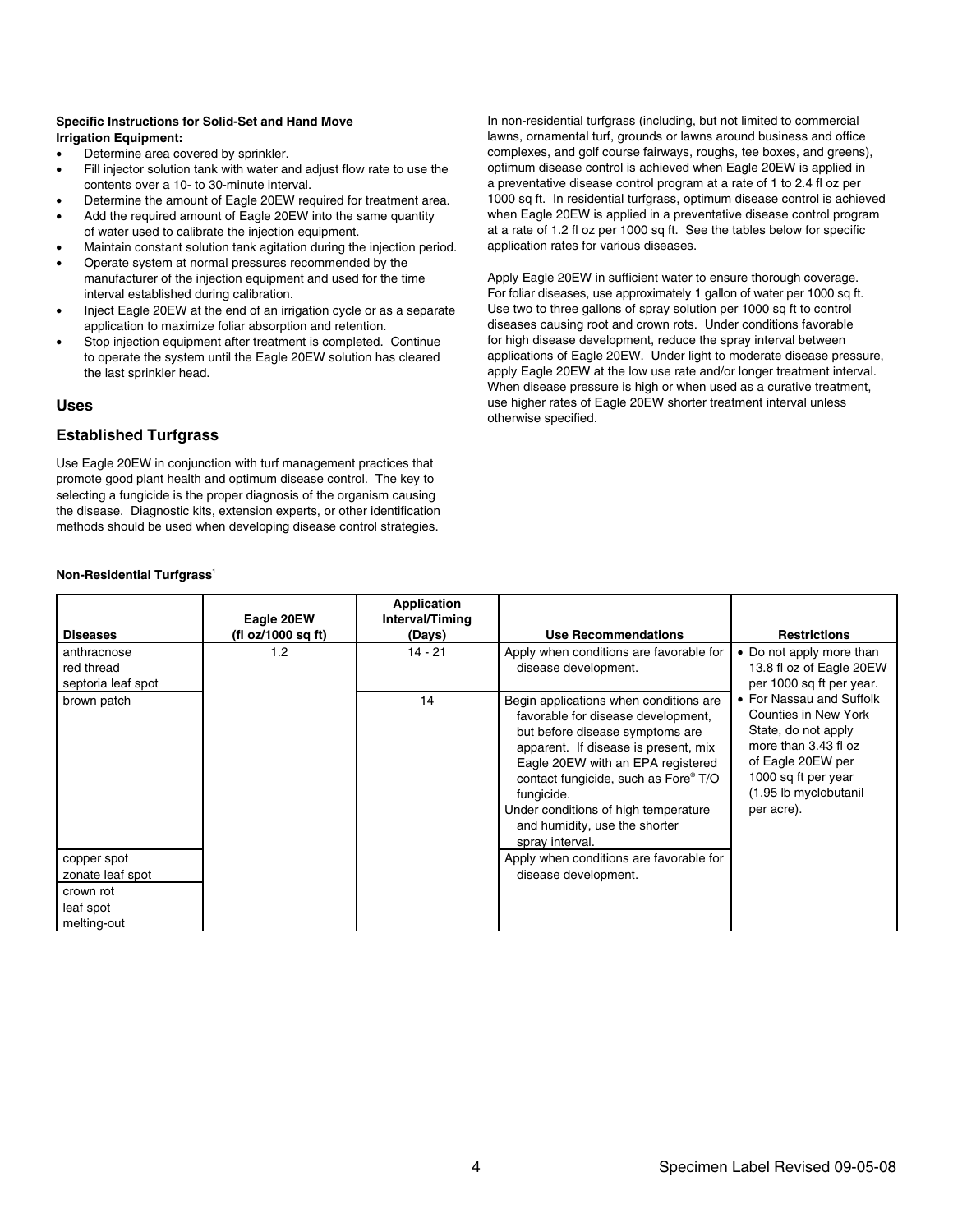**Specific Instructions for Solid-Set and Hand Move Irrigation Equipment:**

- Determine area covered by sprinkler.
- Fill injector solution tank with water and adjust flow rate to use the contents over a 10- to 30-minute interval.
- Determine the amount of Eagle 20EW required for treatment area.
- Add the required amount of Eagle 20EW into the same quantity of water used to calibrate the injection equipment.
- Maintain constant solution tank agitation during the injection period.
- Operate system at normal pressures recommended by the manufacturer of the injection equipment and used for the time interval established during calibration.
- Inject Eagle 20EW at the end of an irrigation cycle or as a separate application to maximize foliar absorption and retention.
- Stop injection equipment after treatment is completed. Continue to operate the system until the Eagle 20EW solution has cleared the last sprinkler head.

## Uses

## Established Turfgrass

Use Eagle 20EW in conjunction with turf management practices that promote good plant health and optimum disease control. The key to selecting a fungicide is the proper diagnosis of the organism causing the disease. Diagnostic kits, extension experts, or other identification methods should be used when developing disease control strategies.

In non-residential turfgrass (including, but not limited to commercial lawns, ornamental turf, grounds or lawns around business and office complexes, and golf course fairways, roughs, tee boxes, and greens), optimum disease control is achieved when Eagle 20EW is applied in a preventative disease control program at a rate of 1 to 2.4 fl oz per 1000 sq ft. In residential turfgrass, optimum disease control is achieved when Eagle 20EW is applied in a preventative disease control program at a rate of 1.2 fl oz per 1000 sq ft. See the tables below for specific application rates for various diseases.

Apply Eagle 20EW in sufficient water to ensure thorough coverage. For foliar diseases, use approximately 1 gallon of water per 1000 sq ft. Use two to three gallons of spray solution per 1000 sq ft to control diseases causing root and crown rots. Under conditions favorable for high disease development, reduce the spray interval between applications of Eagle 20EW. Under light to moderate disease pressure, apply Eagle 20EW at the low use rate and/or longer treatment interval. When disease pressure is high or when used as a curative treatment, use higher rates of Eagle 20EW shorter treatment interval unless otherwise specified.

**Non-Residential Turfgrass**[1]

| Diseases | Eagle 20EW (fl oz/1000 sq ft) | Application Interval/Timing (Days) | Use Recommendations | Restrictions |
|---|---|---|---|---|
| anthracnose<br>red thread<br>septoria leaf spot | 1.2 | 14 - 21 | Apply when conditions are favorable for disease development. | • Do not apply more than 13.8 fl oz of Eagle 20EW per 1000 sq ft per year.<br>• For Nassau and Suffolk Counties in New York State, do not apply more than 3.43 fl oz of Eagle 20EW per 1000 sq ft per year (1.95 lb myclobutanil per acre). |
| brown patch | | 14 | Begin applications when conditions are favorable for disease development, but before disease symptoms are apparent. If disease is present, mix Eagle 20EW with an EPA registered contact fungicide, such as Fore® T/O fungicide.<br>Under conditions of high temperature and humidity, use the shorter spray interval. | |
| copper spot<br>zonate leaf spot | | | Apply when conditions are favorable for disease development. | |
| crown rot<br>leaf spot<br>melting-out | | | | |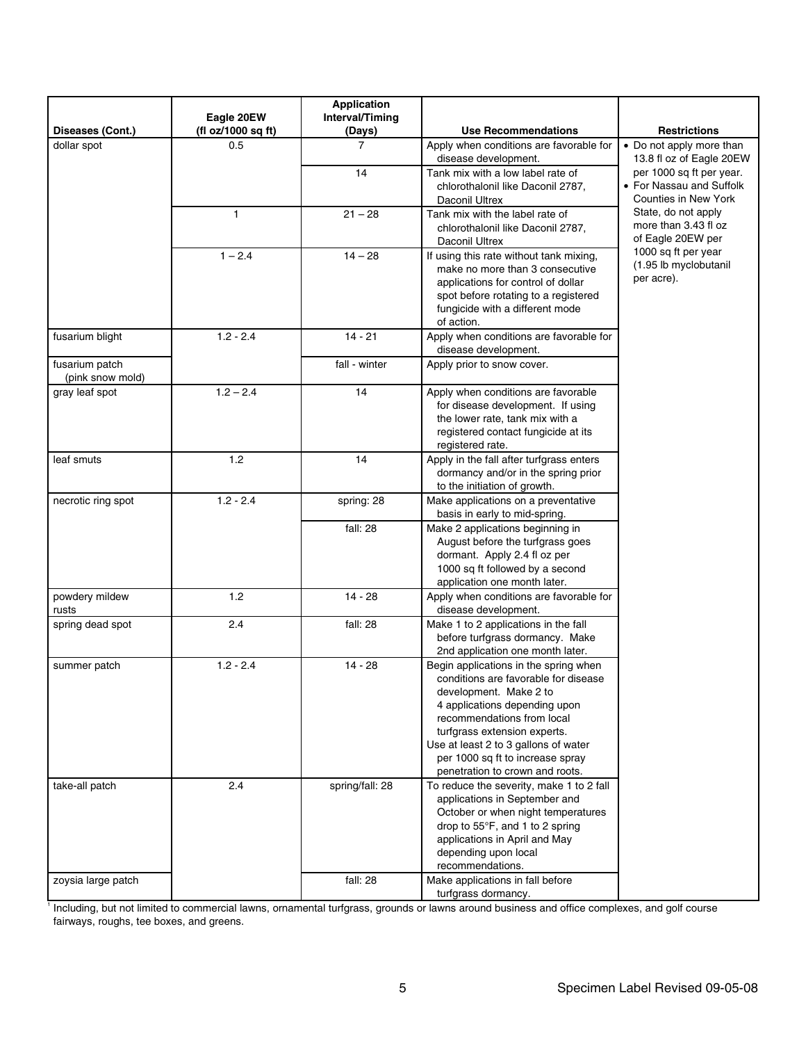| Diseases (Cont.) | Eagle 20EW (fl oz/1000 sq ft) | Application Interval/Timing (Days) | Use Recommendations | Restrictions |
|---|---|---|---|---|
| dollar spot | 0.5 | 7 | Apply when conditions are favorable for disease development. | • Do not apply more than 13.8 fl oz of Eagle 20EW per 1000 sq ft per year.<br>• For Nassau and Suffolk Counties in New York State, do not apply more than 3.43 fl oz of Eagle 20EW per 1000 sq ft per year (1.95 lb myclobutanil per acre). |
| | | 14 | Tank mix with a low label rate of chlorothalonil like Daconil 2787, Daconil Ultrex | |
| | 1 | 21 – 28 | Tank mix with the label rate of chlorothalonil like Daconil 2787, Daconil Ultrex | |
| | 1 – 2.4 | 14 – 28 | If using this rate without tank mixing, make no more than 3 consecutive applications for control of dollar spot before rotating to a registered fungicide with a different mode of action. | |
| fusarium blight | 1.2 - 2.4 | 14 - 21 | Apply when conditions are favorable for disease development. | |
| fusarium patch (pink snow mold) | | fall - winter | Apply prior to snow cover. | |
| gray leaf spot | 1.2 – 2.4 | 14 | Apply when conditions are favorable for disease development. If using the lower rate, tank mix with a registered contact fungicide at its registered rate. | |
| leaf smuts | 1.2 | 14 | Apply in the fall after turfgrass enters dormancy and/or in the spring prior to the initiation of growth. | |
| necrotic ring spot | 1.2 - 2.4 | spring: 28 | Make applications on a preventative basis in early to mid-spring. | |
| | | fall: 28 | Make 2 applications beginning in August before the turfgrass goes dormant. Apply 2.4 fl oz per 1000 sq ft followed by a second application one month later. | |
| powdery mildew<br>rusts | 1.2 | 14 - 28 | Apply when conditions are favorable for disease development. | |
| spring dead spot | 2.4 | fall: 28 | Make 1 to 2 applications in the fall before turfgrass dormancy. Make 2nd application one month later. | |
| summer patch | 1.2 - 2.4 | 14 - 28 | Begin applications in the spring when conditions are favorable for disease development. Make 2 to 4 applications depending upon recommendations from local turfgrass extension experts.<br>Use at least 2 to 3 gallons of water per 1000 sq ft to increase spray penetration to crown and roots. | |
| take-all patch | 2.4 | spring/fall: 28 | To reduce the severity, make 1 to 2 fall applications in September and October or when night temperatures drop to 55°F, and 1 to 2 spring applications in April and May depending upon local recommendations. | |
| zoysia large patch | | fall: 28 | Make applications in fall before turfgrass dormancy. | |

[1] Including, but not limited to commercial lawns, ornamental turfgrass, grounds or lawns around business and office complexes, and golf course fairways, roughs, tee boxes, and greens.

Specimen Label Revised 09-05-08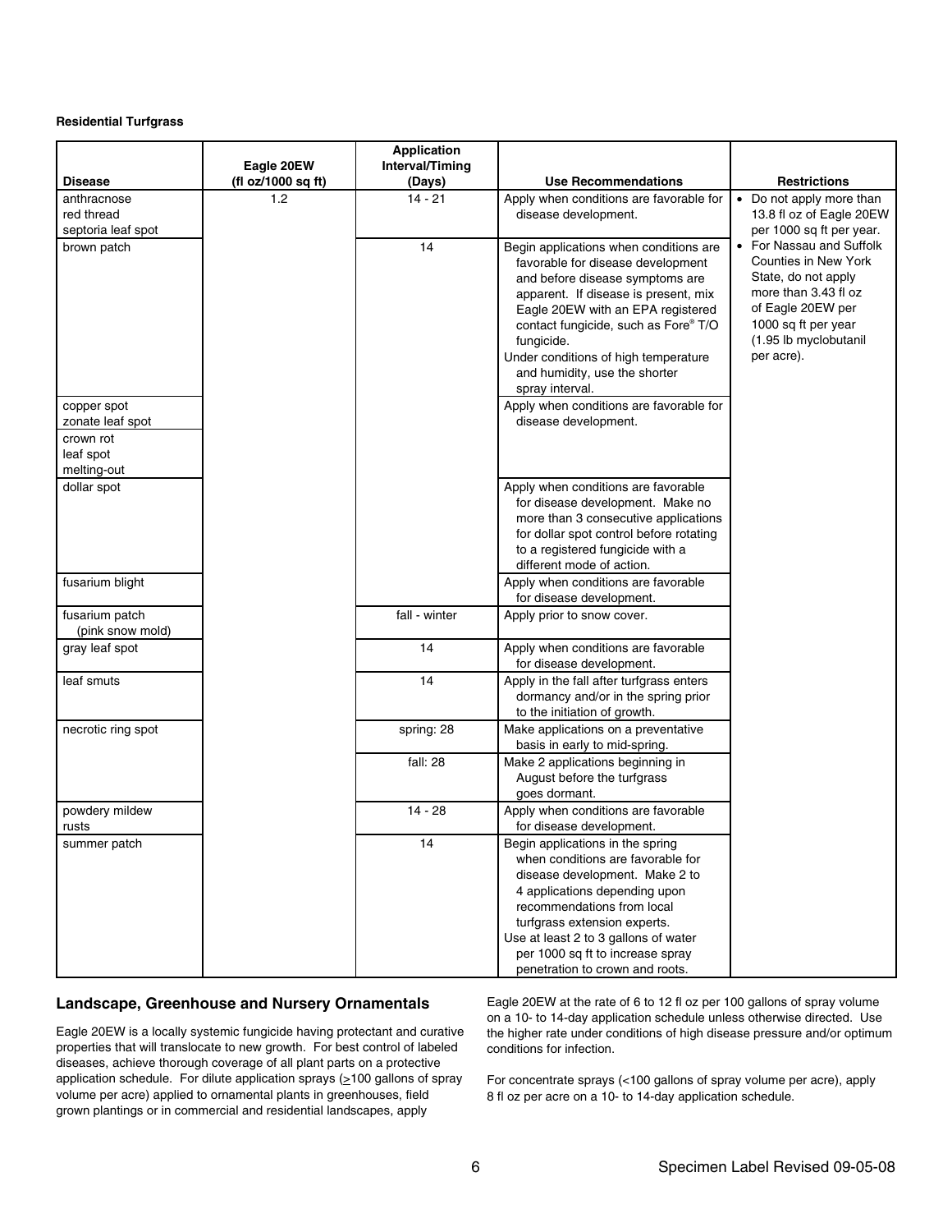**Residential Turfgrass**

| Disease | Eagle 20EW (fl oz/1000 sq ft) | Application Interval/Timing (Days) | Use Recommendations | Restrictions |
|---|---|---|---|---|
| anthracnose<br>red thread<br>septoria leaf spot | 1.2 | 14 - 21 | Apply when conditions are favorable for disease development. | • Do not apply more than 13.8 fl oz of Eagle 20EW per 1000 sq ft per year.<br>• For Nassau and Suffolk Counties in New York State, do not apply more than 3.43 fl oz of Eagle 20EW per 1000 sq ft per year (1.95 lb myclobutanil per acre). |
| brown patch | | 14 | Begin applications when conditions are favorable for disease development and before disease symptoms are apparent. If disease is present, mix Eagle 20EW with an EPA registered contact fungicide, such as Fore® T/O fungicide.<br>Under conditions of high temperature and humidity, use the shorter spray interval. | |
| copper spot<br>zonate leaf spot | | | Apply when conditions are favorable for disease development. | |
| crown rot<br>leaf spot<br>melting-out | | | | |
| dollar spot | | | Apply when conditions are favorable for disease development. Make no more than 3 consecutive applications for dollar spot control before rotating to a registered fungicide with a different mode of action. | |
| fusarium blight | | | Apply when conditions are favorable for disease development. | |
| fusarium patch (pink snow mold) | | fall - winter | Apply prior to snow cover. | |
| gray leaf spot | | 14 | Apply when conditions are favorable for disease development. | |
| leaf smuts | | 14 | Apply in the fall after turfgrass enters dormancy and/or in the spring prior to the initiation of growth. | |
| necrotic ring spot | | spring: 28 | Make applications on a preventative basis in early to mid-spring. | |
| | | fall: 28 | Make 2 applications beginning in August before the turfgrass goes dormant. | |
| powdery mildew<br>rusts | | 14 - 28 | Apply when conditions are favorable for disease development. | |
| summer patch | | 14 | Begin applications in the spring when conditions are favorable for disease development. Make 2 to 4 applications depending upon recommendations from local turfgrass extension experts.<br>Use at least 2 to 3 gallons of water per 1000 sq ft to increase spray penetration to crown and roots. | |

## Landscape, Greenhouse and Nursery Ornamentals

Eagle 20EW is a locally systemic fungicide having protectant and curative properties that will translocate to new growth. For best control of labeled diseases, achieve thorough coverage of all plant parts on a protective application schedule. For dilute application sprays (≥100 gallons of spray volume per acre) applied to ornamental plants in greenhouses, field grown plantings or in commercial and residential landscapes, apply Eagle 20EW at the rate of 6 to 12 fl oz per 100 gallons of spray volume on a 10- to 14-day application schedule unless otherwise directed. Use the higher rate under conditions of high disease pressure and/or optimum conditions for infection.

For concentrate sprays (<100 gallons of spray volume per acre), apply 8 fl oz per acre on a 10- to 14-day application schedule.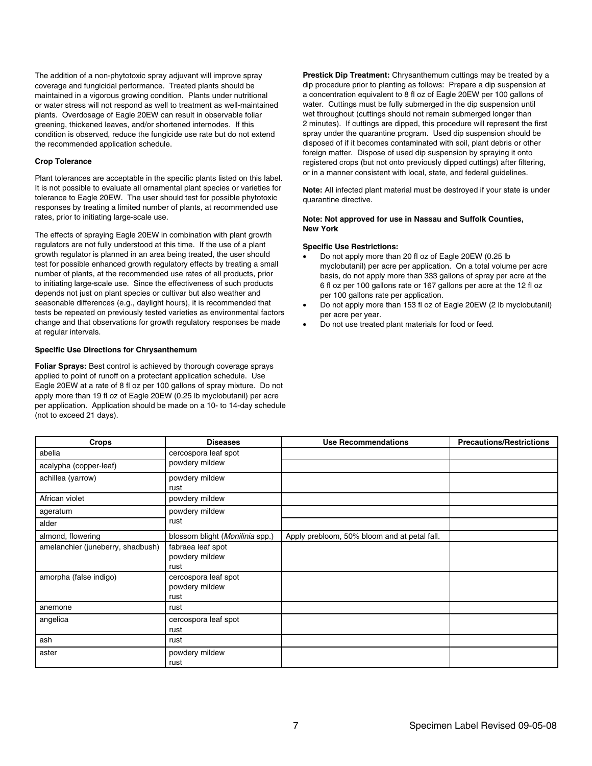The addition of a non-phytotoxic spray adjuvant will improve spray coverage and fungicidal performance. Treated plants should be maintained in a vigorous growing condition. Plants under nutritional or water stress will not respond as well to treatment as well-maintained plants. Overdosage of Eagle 20EW can result in observable foliar greening, thickened leaves, and/or shortened internodes. If this condition is observed, reduce the fungicide use rate but do not extend the recommended application schedule.

**Crop Tolerance**

Plant tolerances are acceptable in the specific plants listed on this label. It is not possible to evaluate all ornamental plant species or varieties for tolerance to Eagle 20EW. The user should test for possible phytotoxic responses by treating a limited number of plants, at recommended use rates, prior to initiating large-scale use.

The effects of spraying Eagle 20EW in combination with plant growth regulators are not fully understood at this time. If the use of a plant growth regulator is planned in an area being treated, the user should test for possible enhanced growth regulatory effects by treating a small number of plants, at the recommended use rates of all products, prior to initiating large-scale use. Since the effectiveness of such products depends not just on plant species or cultivar but also weather and seasonable differences (e.g., daylight hours), it is recommended that tests be repeated on previously tested varieties as environmental factors change and that observations for growth regulatory responses be made at regular intervals.

**Specific Use Directions for Chrysanthemum**

**Foliar Sprays:** Best control is achieved by thorough coverage sprays applied to point of runoff on a protectant application schedule. Use Eagle 20EW at a rate of 8 fl oz per 100 gallons of spray mixture. Do not apply more than 19 fl oz of Eagle 20EW (0.25 lb myclobutanil) per acre per application. Application should be made on a 10- to 14-day schedule (not to exceed 21 days).

**Prestick Dip Treatment:** Chrysanthemum cuttings may be treated by a dip procedure prior to planting as follows: Prepare a dip suspension at a concentration equivalent to 8 fl oz of Eagle 20EW per 100 gallons of water. Cuttings must be fully submerged in the dip suspension until wet throughout (cuttings should not remain submerged longer than 2 minutes). If cuttings are dipped, this procedure will represent the first spray under the quarantine program. Used dip suspension should be disposed of if it becomes contaminated with soil, plant debris or other foreign matter. Dispose of used dip suspension by spraying it onto registered crops (but not onto previously dipped cuttings) after filtering, or in a manner consistent with local, state, and federal guidelines.

**Note:** All infected plant material must be destroyed if your state is under quarantine directive.

**Note: Not approved for use in Nassau and Suffolk Counties, New York**

**Specific Use Restrictions:**

- Do not apply more than 20 fl oz of Eagle 20EW (0.25 lb myclobutanil) per acre per application. On a total volume per acre basis, do not apply more than 333 gallons of spray per acre at the 6 fl oz per 100 gallons rate or 167 gallons per acre at the 12 fl oz per 100 gallons rate per application.
- Do not apply more than 153 fl oz of Eagle 20EW (2 lb myclobutanil) per acre per year.
- Do not use treated plant materials for food or feed.

| Crops | Diseases | Use Recommendations | Precautions/Restrictions |
|---|---|---|---|
| abelia | cercospora leaf spot<br>powdery mildew | | |
| acalypha (copper-leaf) | | | |
| achillea (yarrow) | powdery mildew<br>rust | | |
| African violet | powdery mildew | | |
| ageratum | powdery mildew<br>rust | | |
| alder | | | |
| almond, flowering | blossom blight (*Monilinia* spp.) | Apply prebloom, 50% bloom and at petal fall. | |
| amelanchier (juneberry, shadbush) | fabraea leaf spot<br>powdery mildew<br>rust | | |
| amorpha (false indigo) | cercospora leaf spot<br>powdery mildew<br>rust | | |
| anemone | rust | | |
| angelica | cercospora leaf spot<br>rust | | |
| ash | rust | | |
| aster | powdery mildew<br>rust | | |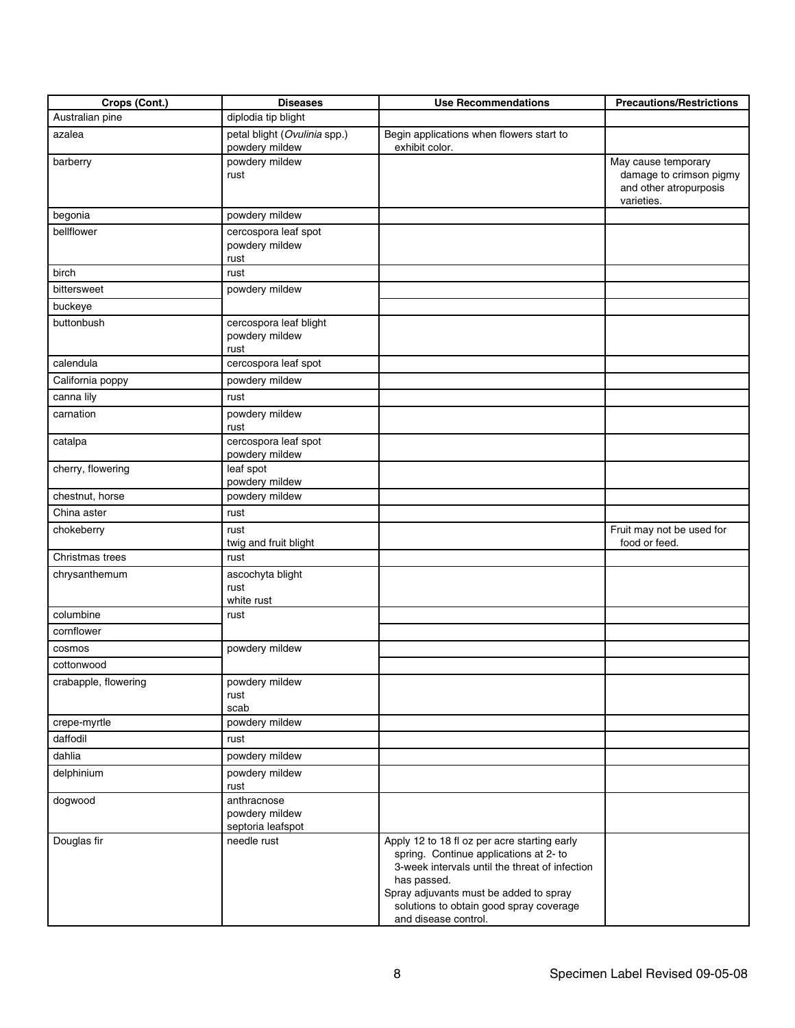| Crops (Cont.) | Diseases | Use Recommendations | Precautions/Restrictions |
|---|---|---|---|
| Australian pine | diplodia tip blight | | |
| azalea | petal blight (*Ovulinia* spp.)<br>powdery mildew | Begin applications when flowers start to exhibit color. | |
| barberry | powdery mildew<br>rust | | May cause temporary damage to crimson pigmy and other atropurposis varieties. |
| begonia | powdery mildew | | |
| bellflower | cercospora leaf spot<br>powdery mildew<br>rust | | |
| birch | rust | | |
| bittersweet | powdery mildew | | |
| buckeye | | | |
| buttonbush | cercospora leaf blight<br>powdery mildew<br>rust | | |
| calendula | cercospora leaf spot | | |
| California poppy | powdery mildew | | |
| canna lily | rust | | |
| carnation | powdery mildew<br>rust | | |
| catalpa | cercospora leaf spot<br>powdery mildew | | |
| cherry, flowering | leaf spot<br>powdery mildew | | |
| chestnut, horse | powdery mildew | | |
| China aster | rust | | |
| chokeberry | rust<br>twig and fruit blight | | Fruit may not be used for food or feed. |
| Christmas trees | rust | | |
| chrysanthemum | ascochyta blight<br>rust<br>white rust | | |
| columbine | rust | | |
| cornflower | | | |
| cosmos | powdery mildew | | |
| cottonwood | | | |
| crabapple, flowering | powdery mildew<br>rust<br>scab | | |
| crepe-myrtle | powdery mildew | | |
| daffodil | rust | | |
| dahlia | powdery mildew | | |
| delphinium | powdery mildew<br>rust | | |
| dogwood | anthracnose<br>powdery mildew<br>septoria leafspot | | |
| Douglas fir | needle rust | Apply 12 to 18 fl oz per acre starting early spring. Continue applications at 2- to 3-week intervals until the threat of infection has passed.<br>Spray adjuvants must be added to spray solutions to obtain good spray coverage and disease control. | |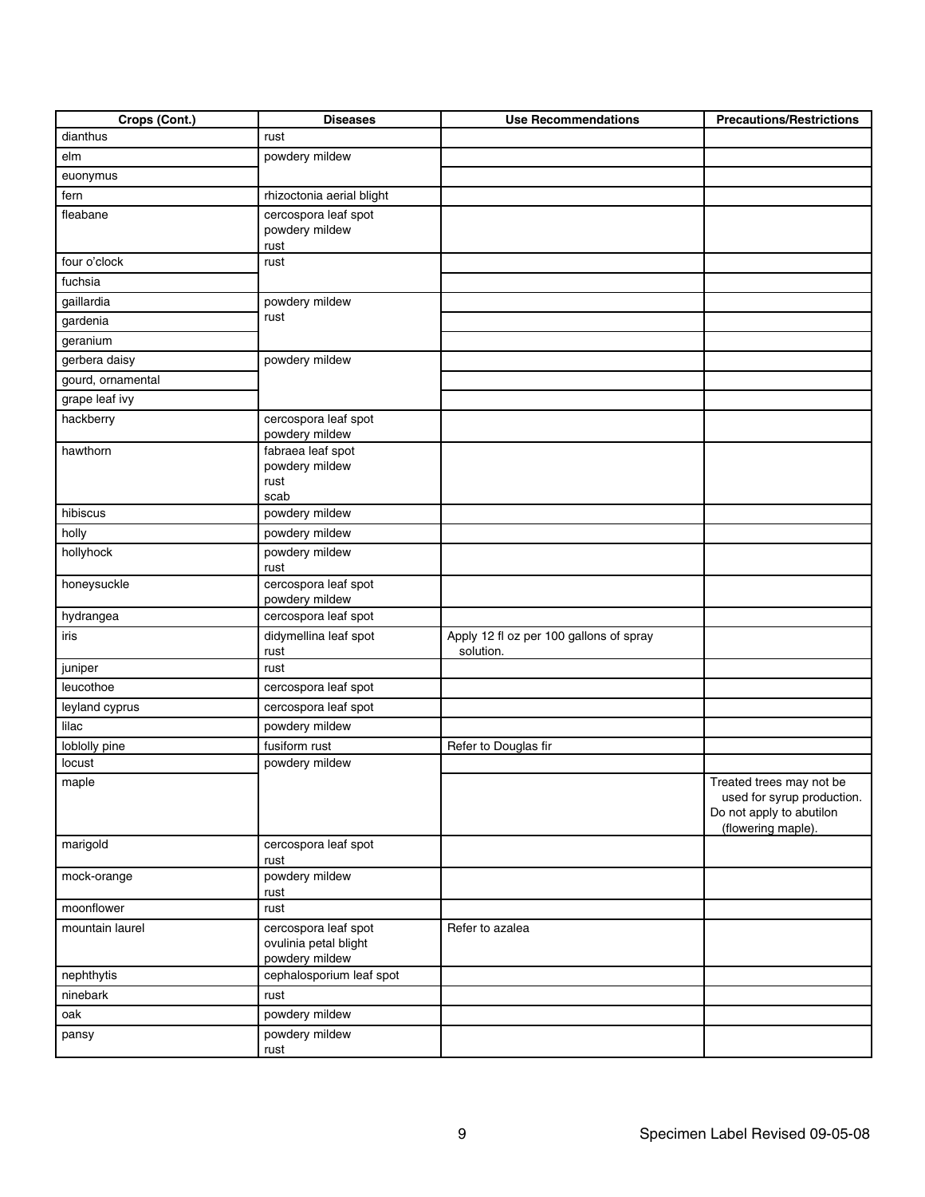| Crops (Cont.) | Diseases | Use Recommendations | Precautions/Restrictions |
|---|---|---|---|
| dianthus | rust | | |
| elm | powdery mildew | | |
| euonymus | | | |
| fern | rhizoctonia aerial blight | | |
| fleabane | cercospora leaf spot<br>powdery mildew<br>rust | | |
| four o'clock | rust | | |
| fuchsia | | | |
| gaillardia | powdery mildew<br>rust | | |
| gardenia | | | |
| geranium | | | |
| gerbera daisy | powdery mildew | | |
| gourd, ornamental | | | |
| grape leaf ivy | | | |
| hackberry | cercospora leaf spot<br>powdery mildew | | |
| hawthorn | fabraea leaf spot<br>powdery mildew<br>rust<br>scab | | |
| hibiscus | powdery mildew | | |
| holly | powdery mildew | | |
| hollyhock | powdery mildew<br>rust | | |
| honeysuckle | cercospora leaf spot<br>powdery mildew | | |
| hydrangea | cercospora leaf spot | | |
| iris | didymellina leaf spot<br>rust | Apply 12 fl oz per 100 gallons of spray solution. | |
| juniper | rust | | |
| leucothoe | cercospora leaf spot | | |
| leyland cyprus | cercospora leaf spot | | |
| lilac | powdery mildew | | |
| loblolly pine | fusiform rust | Refer to Douglas fir | |
| locust | powdery mildew | | |
| maple | | | Treated trees may not be used for syrup production.<br>Do not apply to abutilon (flowering maple). |
| marigold | cercospora leaf spot<br>rust | | |
| mock-orange | powdery mildew<br>rust | | |
| moonflower | rust | | |
| mountain laurel | cercospora leaf spot<br>ovulinia petal blight<br>powdery mildew | Refer to azalea | |
| nephthytis | cephalosporium leaf spot | | |
| ninebark | rust | | |
| oak | powdery mildew | | |
| pansy | powdery mildew<br>rust | | |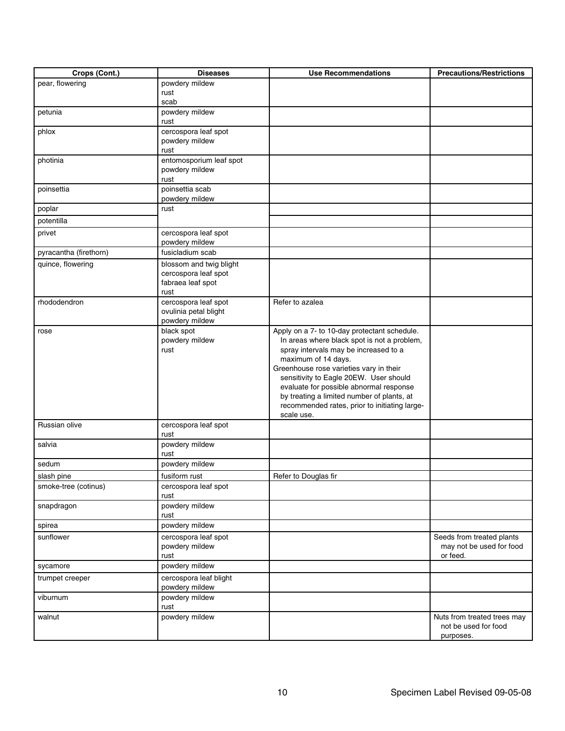| Crops (Cont.) | Diseases | Use Recommendations | Precautions/Restrictions |
|---|---|---|---|
| pear, flowering | powdery mildew<br>rust<br>scab | | |
| petunia | powdery mildew<br>rust | | |
| phlox | cercospora leaf spot<br>powdery mildew<br>rust | | |
| photinia | entomosporium leaf spot<br>powdery mildew<br>rust | | |
| poinsettia | poinsettia scab<br>powdery mildew | | |
| poplar | rust | | |
| potentilla | | | |
| privet | cercospora leaf spot<br>powdery mildew | | |
| pyracantha (firethorn) | fusicladium scab | | |
| quince, flowering | blossom and twig blight<br>cercospora leaf spot<br>fabraea leaf spot<br>rust | | |
| rhododendron | cercospora leaf spot<br>ovulinia petal blight<br>powdery mildew | Refer to azalea | |
| rose | black spot<br>powdery mildew<br>rust | Apply on a 7- to 10-day protectant schedule. In areas where black spot is not a problem, spray intervals may be increased to a maximum of 14 days.<br>Greenhouse rose varieties vary in their sensitivity to Eagle 20EW. User should evaluate for possible abnormal response by treating a limited number of plants, at recommended rates, prior to initiating large-scale use. | |
| Russian olive | cercospora leaf spot<br>rust | | |
| salvia | powdery mildew<br>rust | | |
| sedum | powdery mildew | | |
| slash pine | fusiform rust | Refer to Douglas fir | |
| smoke-tree (cotinus) | cercospora leaf spot<br>rust | | |
| snapdragon | powdery mildew<br>rust | | |
| spirea | powdery mildew | | |
| sunflower | cercospora leaf spot<br>powdery mildew<br>rust | | Seeds from treated plants may not be used for food or feed. |
| sycamore | powdery mildew | | |
| trumpet creeper | cercospora leaf blight<br>powdery mildew | | |
| viburnum | powdery mildew<br>rust | | |
| walnut | powdery mildew | | Nuts from treated trees may not be used for food purposes. |

Specimen Label Revised 09-05-08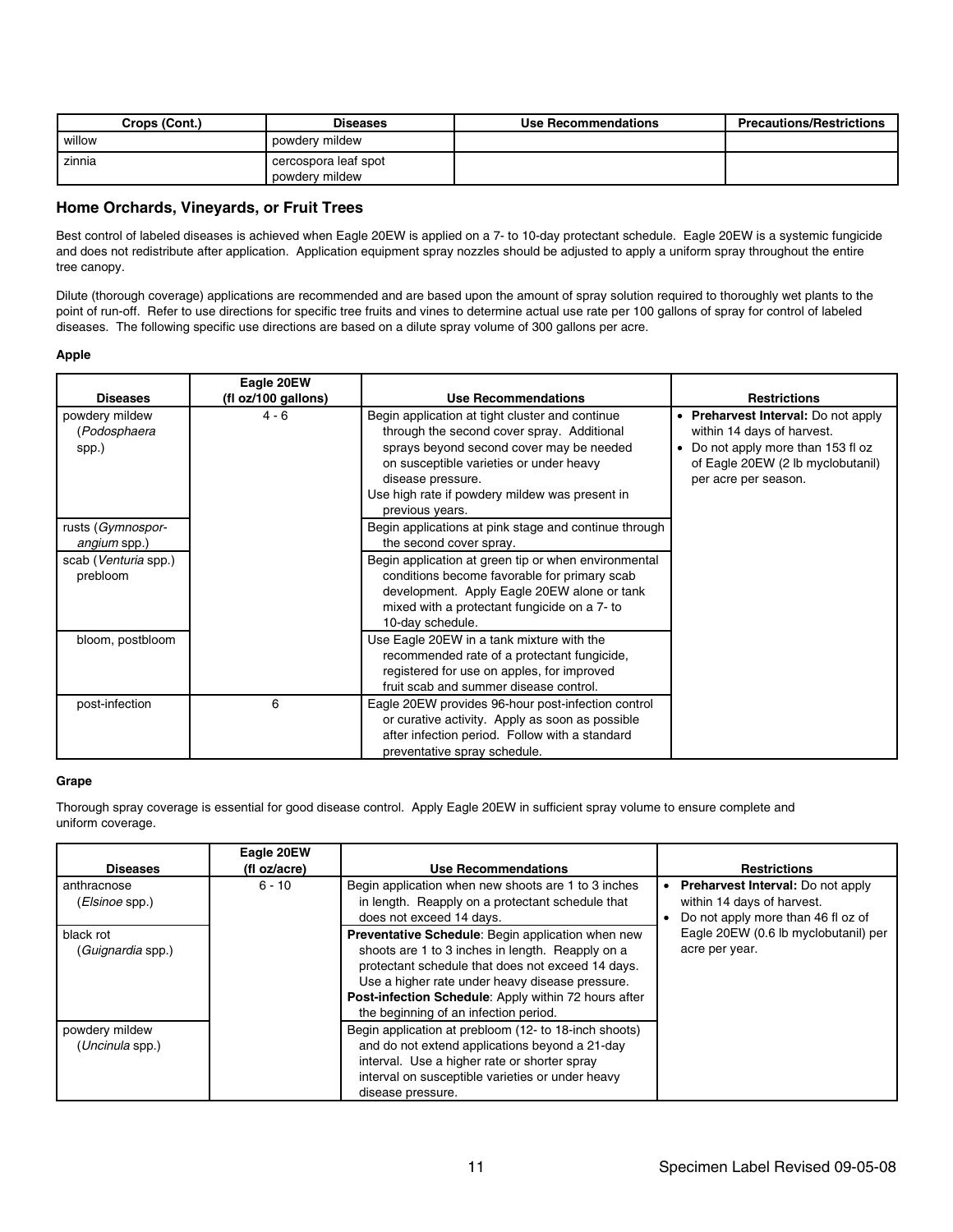| Crops (Cont.) | Diseases | Use Recommendations | Precautions/Restrictions |
|---|---|---|---|
| willow | powdery mildew | | |
| zinnia | cercospora leaf spot<br>powdery mildew | | |

## Home Orchards, Vineyards, or Fruit Trees

Best control of labeled diseases is achieved when Eagle 20EW is applied on a 7- to 10-day protectant schedule. Eagle 20EW is a systemic fungicide and does not redistribute after application. Application equipment spray nozzles should be adjusted to apply a uniform spray throughout the entire tree canopy.

Dilute (thorough coverage) applications are recommended and are based upon the amount of spray solution required to thoroughly wet plants to the point of run-off. Refer to use directions for specific tree fruits and vines to determine actual use rate per 100 gallons of spray for control of labeled diseases. The following specific use directions are based on a dilute spray volume of 300 gallons per acre.

### Apple

| Diseases | Eagle 20EW (fl oz/100 gallons) | Use Recommendations | Restrictions |
|---|---|---|---|
| powdery mildew (*Podosphaera* spp.) | 4 - 6 | Begin application at tight cluster and continue through the second cover spray. Additional sprays beyond second cover may be needed on susceptible varieties or under heavy disease pressure.<br>Use high rate if powdery mildew was present in previous years. | • **Preharvest Interval:** Do not apply within 14 days of harvest.<br>• Do not apply more than 153 fl oz of Eagle 20EW (2 lb myclobutanil) per acre per season. |
| rusts (*Gymnosporangium* spp.) | | Begin applications at pink stage and continue through the second cover spray. | |
| scab (*Venturia* spp.)<br>prebloom | | Begin application at green tip or when environmental conditions become favorable for primary scab development. Apply Eagle 20EW alone or tank mixed with a protectant fungicide on a 7- to 10-day schedule. | |
| bloom, postbloom | | Use Eagle 20EW in a tank mixture with the recommended rate of a protectant fungicide, registered for use on apples, for improved fruit scab and summer disease control. | |
| post-infection | 6 | Eagle 20EW provides 96-hour post-infection control or curative activity. Apply as soon as possible after infection period. Follow with a standard preventative spray schedule. | |

### Grape

Thorough spray coverage is essential for good disease control. Apply Eagle 20EW in sufficient spray volume to ensure complete and uniform coverage.

| Diseases | Eagle 20EW (fl oz/acre) | Use Recommendations | Restrictions |
|---|---|---|---|
| anthracnose (*Elsinoe* spp.) | 6 - 10 | Begin application when new shoots are 1 to 3 inches in length. Reapply on a protectant schedule that does not exceed 14 days. | • **Preharvest Interval:** Do not apply within 14 days of harvest.<br>• Do not apply more than 46 fl oz of Eagle 20EW (0.6 lb myclobutanil) per acre per year. |
| black rot (*Guignardia* spp.) | | **Preventative Schedule**: Begin application when new shoots are 1 to 3 inches in length. Reapply on a protectant schedule that does not exceed 14 days. Use a higher rate under heavy disease pressure.<br>**Post-infection Schedule**: Apply within 72 hours after the beginning of an infection period. | |
| powdery mildew (*Uncinula* spp.) | | Begin application at prebloom (12- to 18-inch shoots) and do not extend applications beyond a 21-day interval. Use a higher rate or shorter spray interval on susceptible varieties or under heavy disease pressure. | |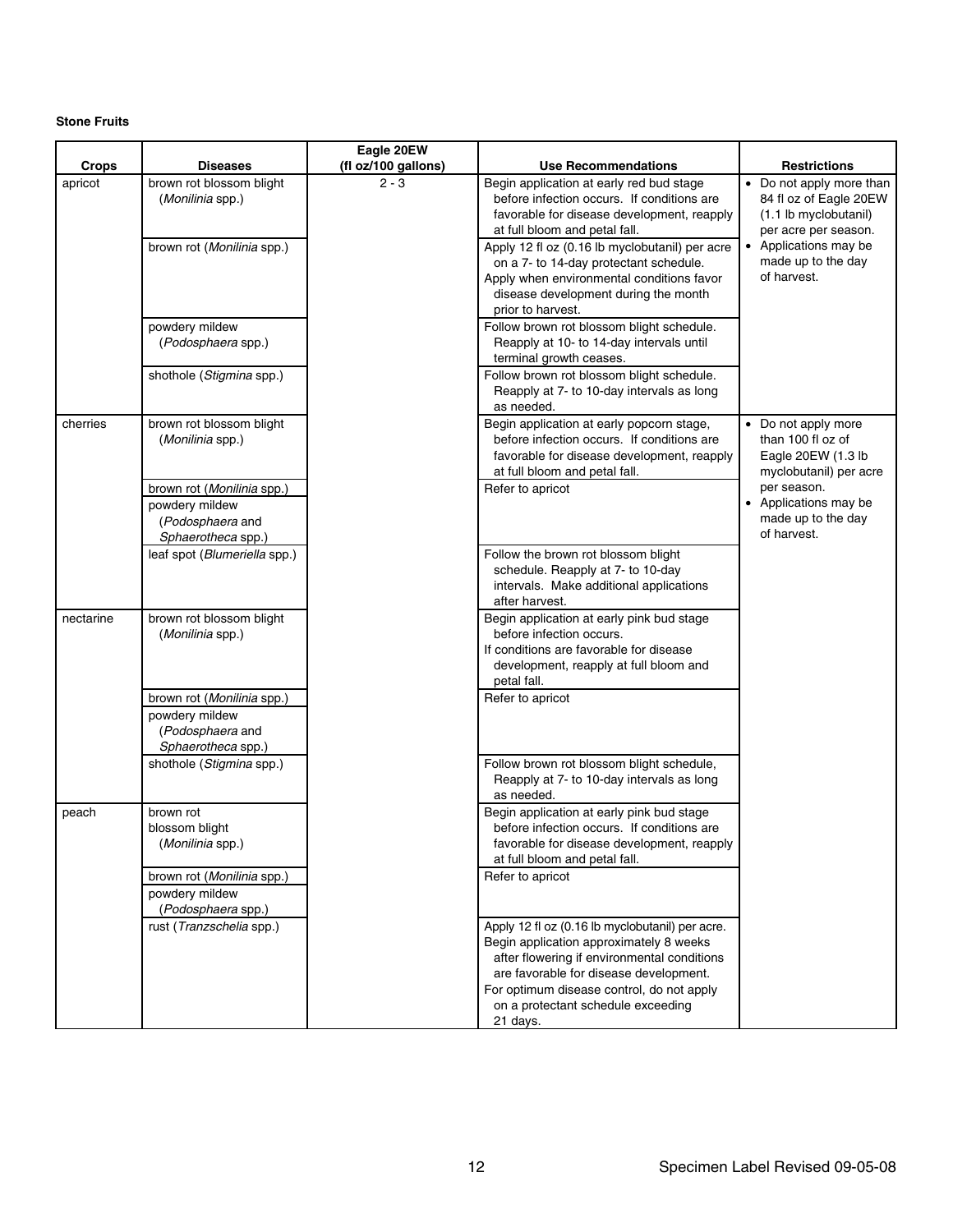**Stone Fruits**

| Crops | Diseases | Eagle 20EW (fl oz/100 gallons) | Use Recommendations | Restrictions |
|---|---|---|---|---|
| apricot | brown rot blossom blight (*Monilinia* spp.) | 2 - 3 | Begin application at early red bud stage before infection occurs. If conditions are favorable for disease development, reapply at full bloom and petal fall. | • Do not apply more than 84 fl oz of Eagle 20EW (1.1 lb myclobutanil) per acre per season. • Applications may be made up to the day of harvest. |
| | brown rot (*Monilinia* spp.) | | Apply 12 fl oz (0.16 lb myclobutanil) per acre on a 7- to 14-day protectant schedule. Apply when environmental conditions favor disease development during the month prior to harvest. | |
| | powdery mildew (*Podosphaera* spp.) | | Follow brown rot blossom blight schedule. Reapply at 10- to 14-day intervals until terminal growth ceases. | |
| | shothole (*Stigmina* spp.) | | Follow brown rot blossom blight schedule. Reapply at 7- to 10-day intervals as long as needed. | |
| cherries | brown rot blossom blight (*Monilinia* spp.) | | Begin application at early popcorn stage, before infection occurs. If conditions are favorable for disease development, reapply at full bloom and petal fall. | • Do not apply more than 100 fl oz of Eagle 20EW (1.3 lb myclobutanil) per acre per season. • Applications may be made up to the day of harvest. |
| | brown rot (*Monilinia* spp.) | | Refer to apricot | |
| | powdery mildew (*Podosphaera* and *Sphaerotheca* spp.) | | | |
| | leaf spot (*Blumeriella* spp.) | | Follow the brown rot blossom blight schedule. Reapply at 7- to 10-day intervals. Make additional applications after harvest. | |
| nectarine | brown rot blossom blight (*Monilinia* spp.) | | Begin application at early pink bud stage before infection occurs. If conditions are favorable for disease development, reapply at full bloom and petal fall. | |
| | brown rot (*Monilinia* spp.) | | Refer to apricot | |
| | powdery mildew (*Podosphaera* and *Sphaerotheca* spp.) | | | |
| | shothole (*Stigmina* spp.) | | Follow brown rot blossom blight schedule, Reapply at 7- to 10-day intervals as long as needed. | |
| peach | brown rot blossom blight (*Monilinia* spp.) | | Begin application at early pink bud stage before infection occurs. If conditions are favorable for disease development, reapply at full bloom and petal fall. | |
| | brown rot (*Monilinia* spp.) | | Refer to apricot | |
| | powdery mildew (*Podosphaera* spp.) | | | |
| | rust (*Tranzschelia* spp.) | | Apply 12 fl oz (0.16 lb myclobutanil) per acre. Begin application approximately 8 weeks after flowering if environmental conditions are favorable for disease development. For optimum disease control, do not apply on a protectant schedule exceeding 21 days. | |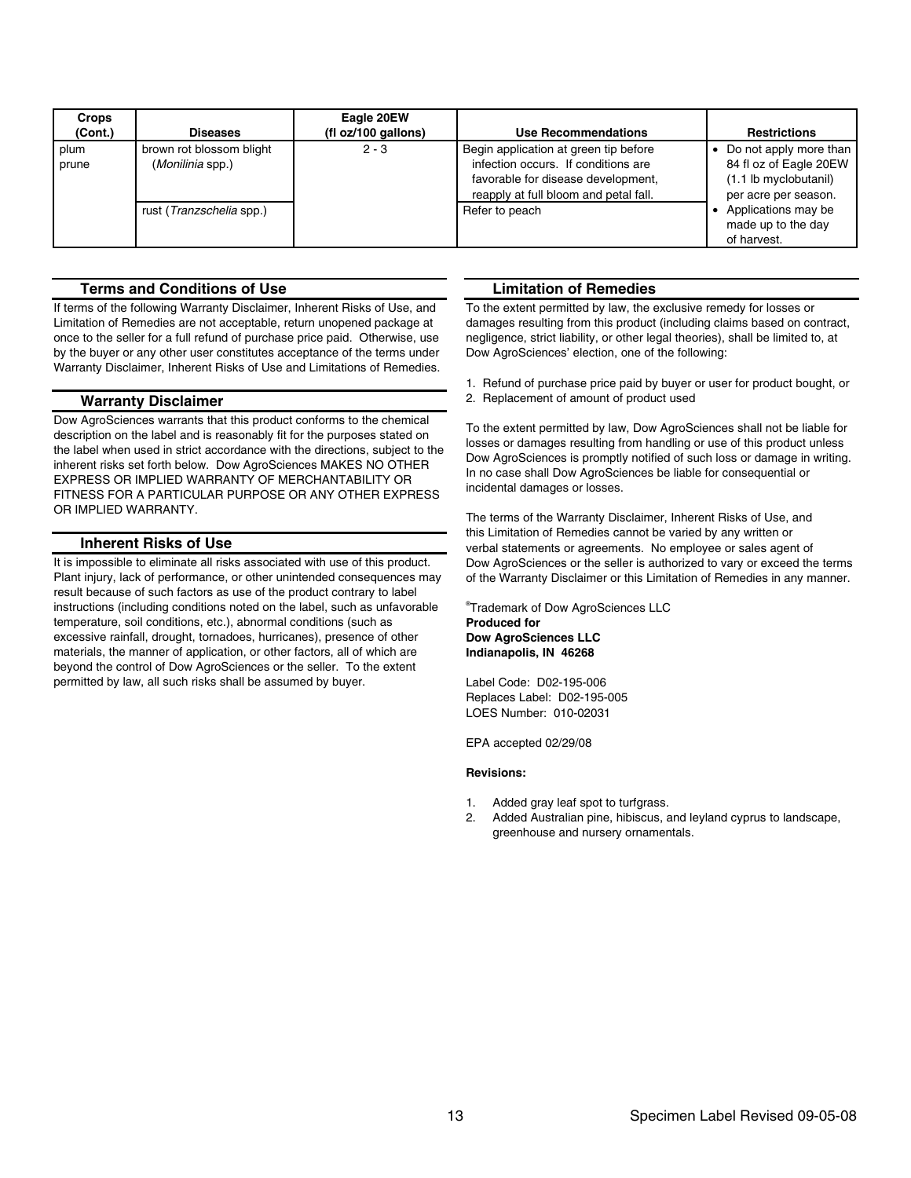| Crops (Cont.) | Diseases | Eagle 20EW (fl oz/100 gallons) | Use Recommendations | Restrictions |
|---|---|---|---|---|
| plum<br>prune | brown rot blossom blight (*Monilinia* spp.) | 2 - 3 | Begin application at green tip before infection occurs. If conditions are favorable for disease development, reapply at full bloom and petal fall. | • Do not apply more than 84 fl oz of Eagle 20EW (1.1 lb myclobutanil) per acre per season.<br>• Applications may be made up to the day of harvest. |
| | rust (*Tranzschelia* spp.) | | Refer to peach | |

## Terms and Conditions of Use

If terms of the following Warranty Disclaimer, Inherent Risks of Use, and Limitation of Remedies are not acceptable, return unopened package at once to the seller for a full refund of purchase price paid. Otherwise, use by the buyer or any other user constitutes acceptance of the terms under Warranty Disclaimer, Inherent Risks of Use and Limitations of Remedies.

## Warranty Disclaimer

Dow AgroSciences warrants that this product conforms to the chemical description on the label and is reasonably fit for the purposes stated on the label when used in strict accordance with the directions, subject to the inherent risks set forth below. Dow AgroSciences MAKES NO OTHER EXPRESS OR IMPLIED WARRANTY OF MERCHANTABILITY OR FITNESS FOR A PARTICULAR PURPOSE OR ANY OTHER EXPRESS OR IMPLIED WARRANTY.

## Inherent Risks of Use

It is impossible to eliminate all risks associated with use of this product. Plant injury, lack of performance, or other unintended consequences may result because of such factors as use of the product contrary to label instructions (including conditions noted on the label, such as unfavorable temperature, soil conditions, etc.), abnormal conditions (such as excessive rainfall, drought, tornadoes, hurricanes), presence of other materials, the manner of application, or other factors, all of which are beyond the control of Dow AgroSciences or the seller. To the extent permitted by law, all such risks shall be assumed by buyer.

## Limitation of Remedies

To the extent permitted by law, the exclusive remedy for losses or damages resulting from this product (including claims based on contract, negligence, strict liability, or other legal theories), shall be limited to, at Dow AgroSciences' election, one of the following:

1. Refund of purchase price paid by buyer or user for product bought, or
2. Replacement of amount of product used

To the extent permitted by law, Dow AgroSciences shall not be liable for losses or damages resulting from handling or use of this product unless Dow AgroSciences is promptly notified of such loss or damage in writing. In no case shall Dow AgroSciences be liable for consequential or incidental damages or losses.

The terms of the Warranty Disclaimer, Inherent Risks of Use, and this Limitation of Remedies cannot be varied by any written or verbal statements or agreements. No employee or sales agent of Dow AgroSciences or the seller is authorized to vary or exceed the terms of the Warranty Disclaimer or this Limitation of Remedies in any manner.

®Trademark of Dow AgroSciences LLC
**Produced for**
**Dow AgroSciences LLC**
**Indianapolis, IN 46268**

Label Code: D02-195-006
Replaces Label: D02-195-005
LOES Number: 010-02031

EPA accepted 02/29/08

**Revisions:**

1. Added gray leaf spot to turfgrass.
2. Added Australian pine, hibiscus, and leyland cyprus to landscape, greenhouse and nursery ornamentals.